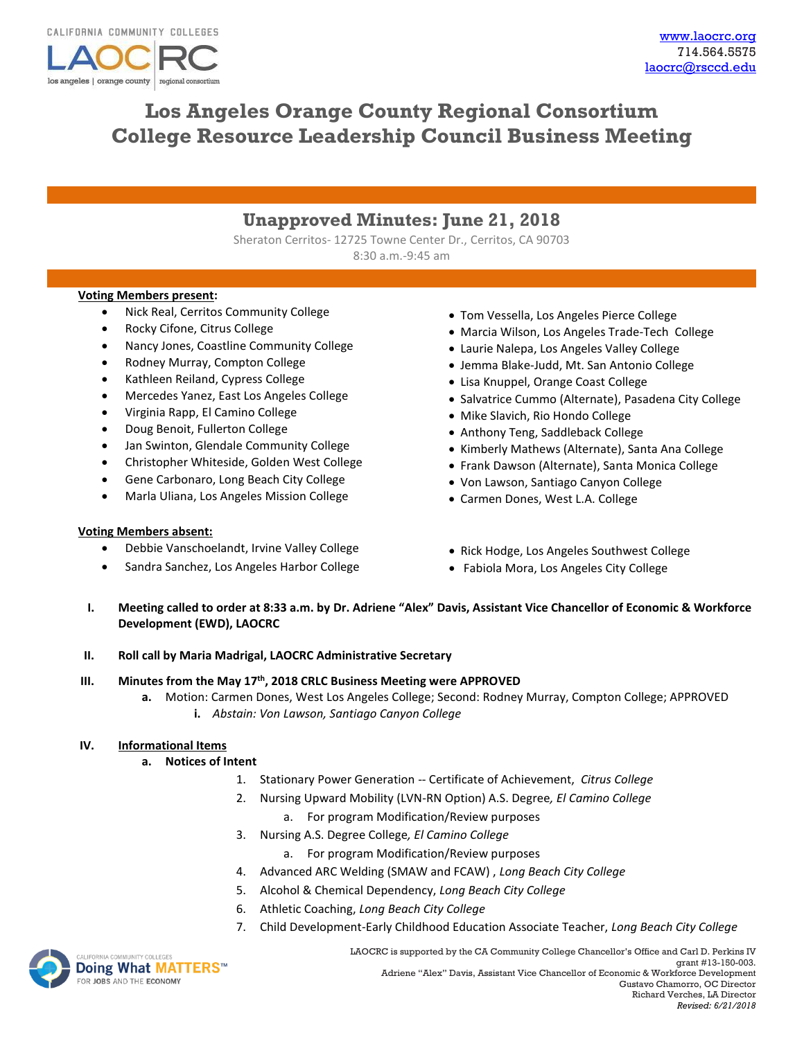CALIFORNIA COMMUNITY COLLEGES
LAOCRC
los angeles | orange county | regional consortium

www.laocrc.org
714.564.5575
laocrc@rsccd.edu

# Los Angeles Orange County Regional Consortium
# College Resource Leadership Council Business Meeting

## Unapproved Minutes: June 21, 2018

Sheraton Cerritos- 12725 Towne Center Dr., Cerritos, CA 90703
8:30 a.m.-9:45 am

**Voting Members present:**

- Nick Real, Cerritos Community College
- Rocky Cifone, Citrus College
- Nancy Jones, Coastline Community College
- Rodney Murray, Compton College
- Kathleen Reiland, Cypress College
- Mercedes Yanez, East Los Angeles College
- Virginia Rapp, El Camino College
- Doug Benoit, Fullerton College
- Jan Swinton, Glendale Community College
- Christopher Whiteside, Golden West College
- Gene Carbonaro, Long Beach City College
- Marla Uliana, Los Angeles Mission College
- Tom Vessella, Los Angeles Pierce College
- Marcia Wilson, Los Angeles Trade-Tech College
- Laurie Nalepa, Los Angeles Valley College
- Jemma Blake-Judd, Mt. San Antonio College
- Lisa Knuppel, Orange Coast College
- Salvatrice Cummo (Alternate), Pasadena City College
- Mike Slavich, Rio Hondo College
- Anthony Teng, Saddleback College
- Kimberly Mathews (Alternate), Santa Ana College
- Frank Dawson (Alternate), Santa Monica College
- Von Lawson, Santiago Canyon College
- Carmen Dones, West L.A. College

**Voting Members absent:**

- Debbie Vanschoelandt, Irvine Valley College
- Sandra Sanchez, Los Angeles Harbor College
- Rick Hodge, Los Angeles Southwest College
- Fabiola Mora, Los Angeles City College

I. **Meeting called to order at 8:33 a.m. by Dr. Adriene "Alex" Davis, Assistant Vice Chancellor of Economic & Workforce Development (EWD), LAOCRC**

II. **Roll call by Maria Madrigal, LAOCRC Administrative Secretary**

III. **Minutes from the May 17th, 2018 CRLC Business Meeting were APPROVED**
   a. Motion: Carmen Dones, West Los Angeles College; Second: Rodney Murray, Compton College; APPROVED
      i. *Abstain: Von Lawson, Santiago Canyon College*

IV. **Informational Items**
   a. **Notices of Intent**
      1. Stationary Power Generation -- Certificate of Achievement, *Citrus College*
      2. Nursing Upward Mobility (LVN-RN Option) A.S. Degree*, El Camino College*
         a. For program Modification/Review purposes
      3. Nursing A.S. Degree College*, El Camino College*
         a. For program Modification/Review purposes
      4. Advanced ARC Welding (SMAW and FCAW) , *Long Beach City College*
      5. Alcohol & Chemical Dependency, *Long Beach City College*
      6. Athletic Coaching, *Long Beach City College*
      7. Child Development-Early Childhood Education Associate Teacher, *Long Beach City College*

CALIFORNIA COMMUNITY COLLEGES Doing What MATTERS™ FOR JOBS AND THE ECONOMY

LAOCRC is supported by the CA Community College Chancellor's Office and Carl D. Perkins IV grant #13-150-003.
Adriene "Alex" Davis, Assistant Vice Chancellor of Economic & Workforce Development
Gustavo Chamorro, OC Director
Richard Verches, LA Director
*Revised: 6/21/2018*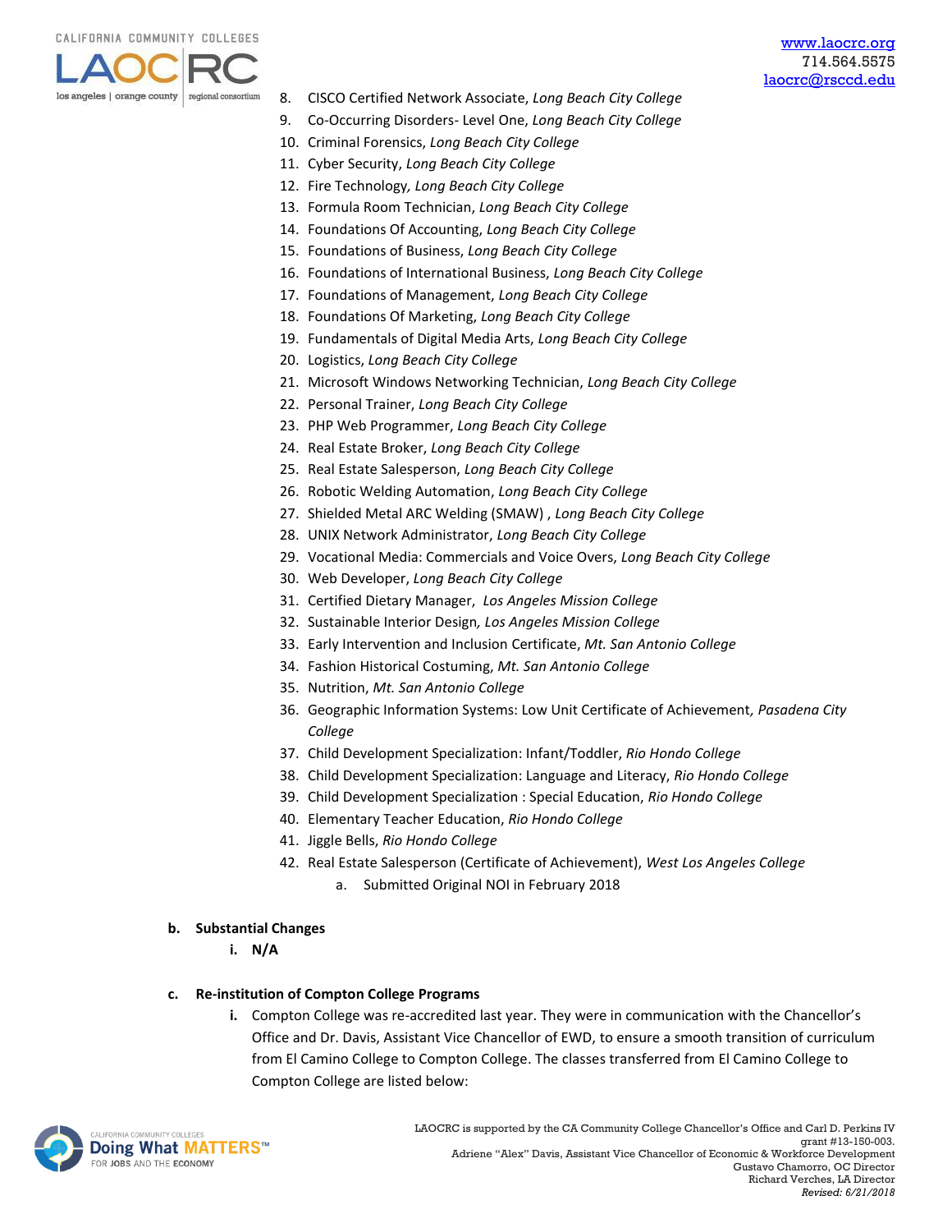8. CISCO Certified Network Associate, *Long Beach City College*
9. Co-Occurring Disorders- Level One, *Long Beach City College*
10. Criminal Forensics, *Long Beach City College*
11. Cyber Security, *Long Beach City College*
12. Fire Technology, *Long Beach City College*
13. Formula Room Technician, *Long Beach City College*
14. Foundations Of Accounting, *Long Beach City College*
15. Foundations of Business, *Long Beach City College*
16. Foundations of International Business, *Long Beach City College*
17. Foundations of Management, *Long Beach City College*
18. Foundations Of Marketing, *Long Beach City College*
19. Fundamentals of Digital Media Arts, *Long Beach City College*
20. Logistics, *Long Beach City College*
21. Microsoft Windows Networking Technician, *Long Beach City College*
22. Personal Trainer, *Long Beach City College*
23. PHP Web Programmer, *Long Beach City College*
24. Real Estate Broker, *Long Beach City College*
25. Real Estate Salesperson, *Long Beach City College*
26. Robotic Welding Automation, *Long Beach City College*
27. Shielded Metal ARC Welding (SMAW) , *Long Beach City College*
28. UNIX Network Administrator, *Long Beach City College*
29. Vocational Media: Commercials and Voice Overs, *Long Beach City College*
30. Web Developer, *Long Beach City College*
31. Certified Dietary Manager, *Los Angeles Mission College*
32. Sustainable Interior Design, *Los Angeles Mission College*
33. Early Intervention and Inclusion Certificate, *Mt. San Antonio College*
34. Fashion Historical Costuming, *Mt. San Antonio College*
35. Nutrition, *Mt. San Antonio College*
36. Geographic Information Systems: Low Unit Certificate of Achievement, *Pasadena City College*
37. Child Development Specialization: Infant/Toddler, *Rio Hondo College*
38. Child Development Specialization: Language and Literacy, *Rio Hondo College*
39. Child Development Specialization : Special Education, *Rio Hondo College*
40. Elementary Teacher Education, *Rio Hondo College*
41. Jiggle Bells, *Rio Hondo College*
42. Real Estate Salesperson (Certificate of Achievement), *West Los Angeles College*
    a. Submitted Original NOI in February 2018

**b. Substantial Changes**

**i. N/A**

**c. Re-institution of Compton College Programs**

**i.** Compton College was re-accredited last year. They were in communication with the Chancellor's Office and Dr. Davis, Assistant Vice Chancellor of EWD, to ensure a smooth transition of curriculum from El Camino College to Compton College. The classes transferred from El Camino College to Compton College are listed below: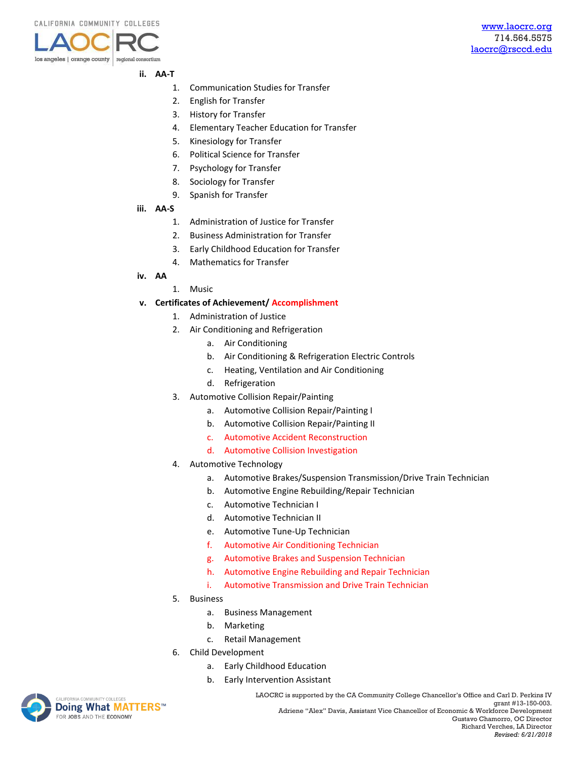ii. **AA-T**

1. Communication Studies for Transfer
2. English for Transfer
3. History for Transfer
4. Elementary Teacher Education for Transfer
5. Kinesiology for Transfer
6. Political Science for Transfer
7. Psychology for Transfer
8. Sociology for Transfer
9. Spanish for Transfer

iii. **AA-S**

1. Administration of Justice for Transfer
2. Business Administration for Transfer
3. Early Childhood Education for Transfer
4. Mathematics for Transfer

iv. **AA**

1. Music

v. **Certificates of Achievement/ Accomplishment**

1. Administration of Justice
2. Air Conditioning and Refrigeration
    a. Air Conditioning
    b. Air Conditioning & Refrigeration Electric Controls
    c. Heating, Ventilation and Air Conditioning
    d. Refrigeration
3. Automotive Collision Repair/Painting
    a. Automotive Collision Repair/Painting I
    b. Automotive Collision Repair/Painting II
    c. Automotive Accident Reconstruction
    d. Automotive Collision Investigation
4. Automotive Technology
    a. Automotive Brakes/Suspension Transmission/Drive Train Technician
    b. Automotive Engine Rebuilding/Repair Technician
    c. Automotive Technician I
    d. Automotive Technician II
    e. Automotive Tune-Up Technician
    f. Automotive Air Conditioning Technician
    g. Automotive Brakes and Suspension Technician
    h. Automotive Engine Rebuilding and Repair Technician
    i. Automotive Transmission and Drive Train Technician
5. Business
    a. Business Management
    b. Marketing
    c. Retail Management
6. Child Development
    a. Early Childhood Education
    b. Early Intervention Assistant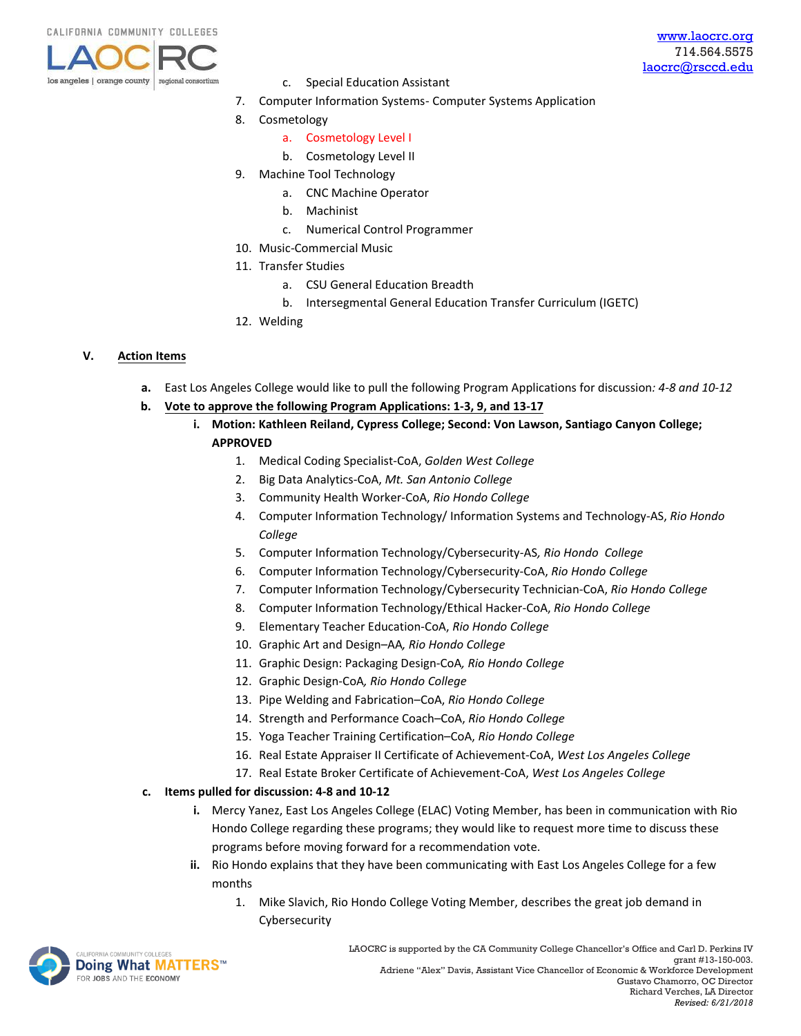c. Special Education Assistant

7. Computer Information Systems- Computer Systems Application
8. Cosmetology
    a. Cosmetology Level I
    b. Cosmetology Level II
9. Machine Tool Technology
    a. CNC Machine Operator
    b. Machinist
    c. Numerical Control Programmer
10. Music-Commercial Music
11. Transfer Studies
    a. CSU General Education Breadth
    b. Intersegmental General Education Transfer Curriculum (IGETC)
12. Welding

## V. Action Items

**a.** East Los Angeles College would like to pull the following Program Applications for discussion*: 4-8 and 10-12*

**b.** **Vote to approve the following Program Applications: 1-3, 9, and 13-17**

- **i. Motion: Kathleen Reiland, Cypress College; Second: Von Lawson, Santiago Canyon College; APPROVED**
    1. Medical Coding Specialist-CoA, *Golden West College*
    2. Big Data Analytics-CoA, *Mt. San Antonio College*
    3. Community Health Worker-CoA, *Rio Hondo College*
    4. Computer Information Technology/ Information Systems and Technology-AS, *Rio Hondo College*
    5. Computer Information Technology/Cybersecurity-AS*, Rio Hondo College*
    6. Computer Information Technology/Cybersecurity-CoA, *Rio Hondo College*
    7. Computer Information Technology/Cybersecurity Technician-CoA, *Rio Hondo College*
    8. Computer Information Technology/Ethical Hacker-CoA, *Rio Hondo College*
    9. Elementary Teacher Education-CoA, *Rio Hondo College*
    10. Graphic Art and Design–AA*, Rio Hondo College*
    11. Graphic Design: Packaging Design-CoA*, Rio Hondo College*
    12. Graphic Design-CoA*, Rio Hondo College*
    13. Pipe Welding and Fabrication–CoA, *Rio Hondo College*
    14. Strength and Performance Coach–CoA, *Rio Hondo College*
    15. Yoga Teacher Training Certification–CoA, *Rio Hondo College*
    16. Real Estate Appraiser II Certificate of Achievement-CoA, *West Los Angeles College*
    17. Real Estate Broker Certificate of Achievement-CoA, *West Los Angeles College*

**c.** **Items pulled for discussion: 4-8 and 10-12**

- **i.** Mercy Yanez, East Los Angeles College (ELAC) Voting Member, has been in communication with Rio Hondo College regarding these programs; they would like to request more time to discuss these programs before moving forward for a recommendation vote.
- **ii.** Rio Hondo explains that they have been communicating with East Los Angeles College for a few months
    1. Mike Slavich, Rio Hondo College Voting Member, describes the great job demand in Cybersecurity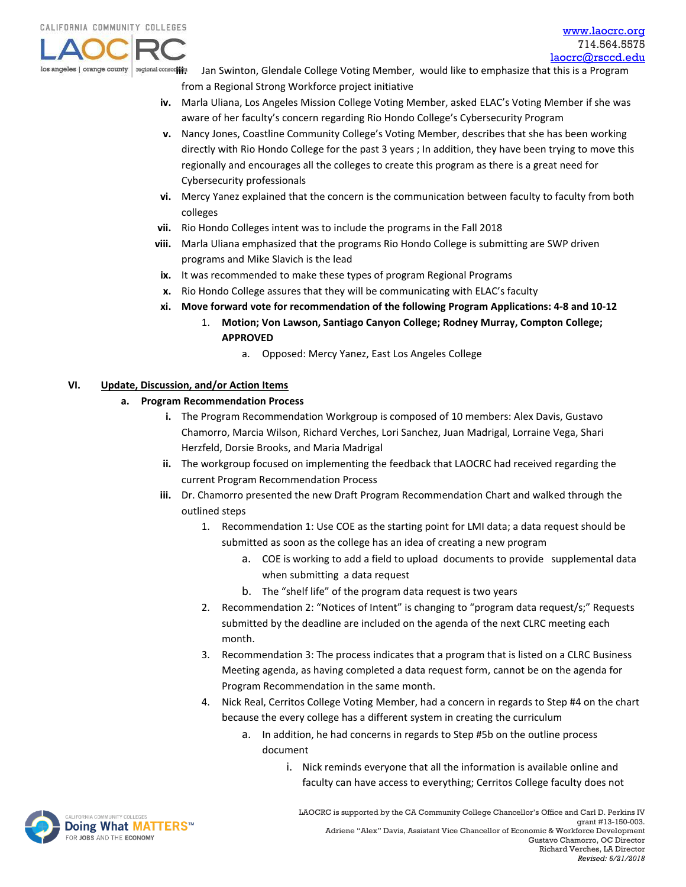iii. Jan Swinton, Glendale College Voting Member, would like to emphasize that this is a Program from a Regional Strong Workforce project initiative

iv. Marla Uliana, Los Angeles Mission College Voting Member, asked ELAC's Voting Member if she was aware of her faculty's concern regarding Rio Hondo College's Cybersecurity Program

v. Nancy Jones, Coastline Community College's Voting Member, describes that she has been working directly with Rio Hondo College for the past 3 years ; In addition, they have been trying to move this regionally and encourages all the colleges to create this program as there is a great need for Cybersecurity professionals

vi. Mercy Yanez explained that the concern is the communication between faculty to faculty from both colleges

vii. Rio Hondo Colleges intent was to include the programs in the Fall 2018

viii. Marla Uliana emphasized that the programs Rio Hondo College is submitting are SWP driven programs and Mike Slavich is the lead

ix. It was recommended to make these types of program Regional Programs

x. Rio Hondo College assures that they will be communicating with ELAC's faculty

xi. **Move forward vote for recommendation of the following Program Applications: 4-8 and 10-12**

1. **Motion; Von Lawson, Santiago Canyon College; Rodney Murray, Compton College; APPROVED**
    a. Opposed: Mercy Yanez, East Los Angeles College

## VI. Update, Discussion, and/or Action Items

### a. Program Recommendation Process

i. The Program Recommendation Workgroup is composed of 10 members: Alex Davis, Gustavo Chamorro, Marcia Wilson, Richard Verches, Lori Sanchez, Juan Madrigal, Lorraine Vega, Shari Herzfeld, Dorsie Brooks, and Maria Madrigal

ii. The workgroup focused on implementing the feedback that LAOCRC had received regarding the current Program Recommendation Process

iii. Dr. Chamorro presented the new Draft Program Recommendation Chart and walked through the outlined steps

1. Recommendation 1: Use COE as the starting point for LMI data; a data request should be submitted as soon as the college has an idea of creating a new program
    a. COE is working to add a field to upload documents to provide supplemental data when submitting a data request
    b. The "shelf life" of the program data request is two years
2. Recommendation 2: "Notices of Intent" is changing to "program data request/s;" Requests submitted by the deadline are included on the agenda of the next CLRC meeting each month.
3. Recommendation 3: The process indicates that a program that is listed on a CLRC Business Meeting agenda, as having completed a data request form, cannot be on the agenda for Program Recommendation in the same month.
4. Nick Real, Cerritos College Voting Member, had a concern in regards to Step #4 on the chart because the every college has a different system in creating the curriculum
    a. In addition, he had concerns in regards to Step #5b on the outline process document
        i. Nick reminds everyone that all the information is available online and faculty can have access to everything; Cerritos College faculty does not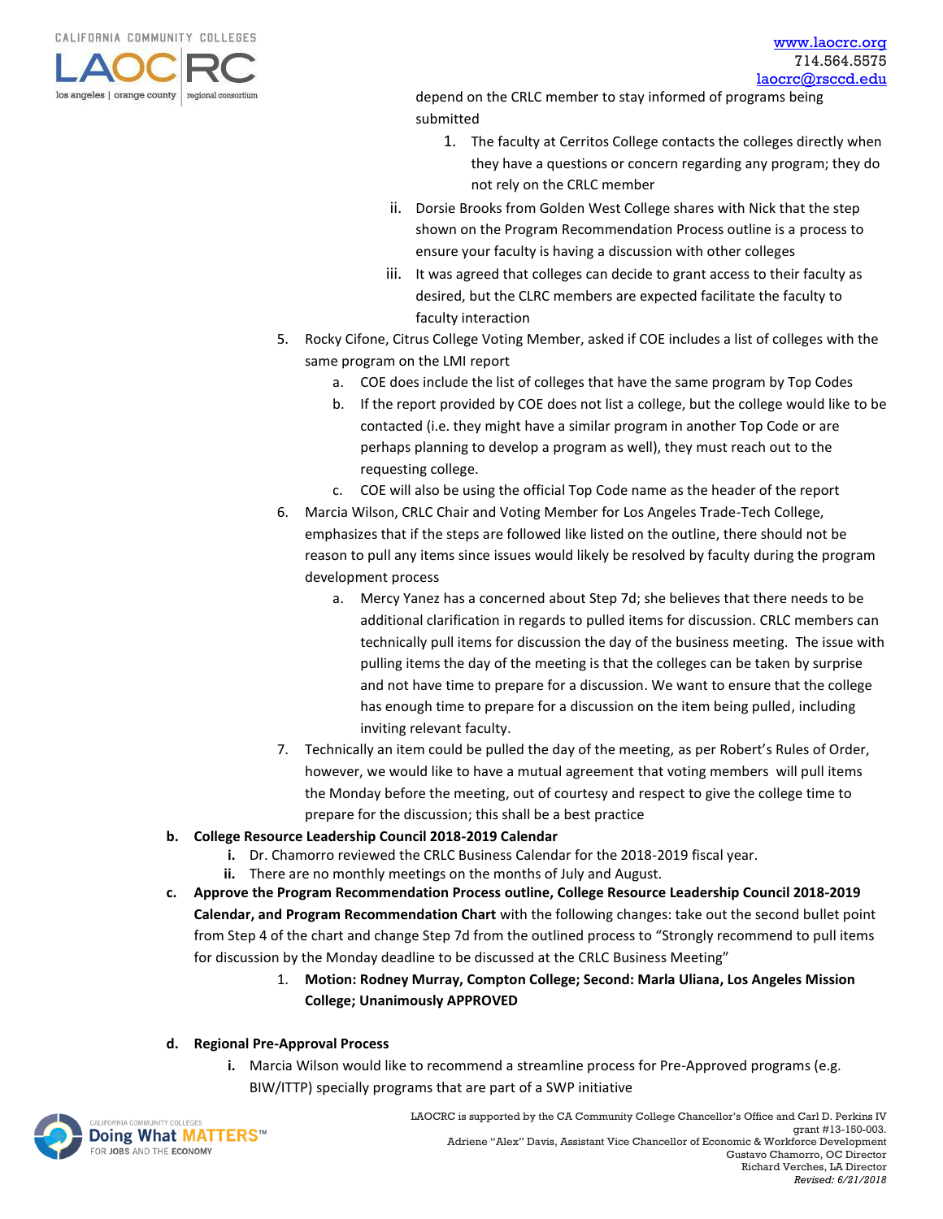depend on the CRLC member to stay informed of programs being submitted

1. The faculty at Cerritos College contacts the colleges directly when they have a questions or concern regarding any program; they do not rely on the CRLC member

ii. Dorsie Brooks from Golden West College shares with Nick that the step shown on the Program Recommendation Process outline is a process to ensure your faculty is having a discussion with other colleges

iii. It was agreed that colleges can decide to grant access to their faculty as desired, but the CLRC members are expected facilitate the faculty to faculty interaction

5. Rocky Cifone, Citrus College Voting Member, asked if COE includes a list of colleges with the same program on the LMI report
   a. COE does include the list of colleges that have the same program by Top Codes
   b. If the report provided by COE does not list a college, but the college would like to be contacted (i.e. they might have a similar program in another Top Code or are perhaps planning to develop a program as well), they must reach out to the requesting college.
   c. COE will also be using the official Top Code name as the header of the report
6. Marcia Wilson, CRLC Chair and Voting Member for Los Angeles Trade-Tech College, emphasizes that if the steps are followed like listed on the outline, there should not be reason to pull any items since issues would likely be resolved by faculty during the program development process
   a. Mercy Yanez has a concerned about Step 7d; she believes that there needs to be additional clarification in regards to pulled items for discussion. CRLC members can technically pull items for discussion the day of the business meeting. The issue with pulling items the day of the meeting is that the colleges can be taken by surprise and not have time to prepare for a discussion. We want to ensure that the college has enough time to prepare for a discussion on the item being pulled, including inviting relevant faculty.
7. Technically an item could be pulled the day of the meeting, as per Robert's Rules of Order, however, we would like to have a mutual agreement that voting members will pull items the Monday before the meeting, out of courtesy and respect to give the college time to prepare for the discussion; this shall be a best practice

**b. College Resource Leadership Council 2018-2019 Calendar**

**i.** Dr. Chamorro reviewed the CRLC Business Calendar for the 2018-2019 fiscal year.

**ii.** There are no monthly meetings on the months of July and August.

**c. Approve the Program Recommendation Process outline, College Resource Leadership Council 2018-2019 Calendar, and Program Recommendation Chart** with the following changes: take out the second bullet point from Step 4 of the chart and change Step 7d from the outlined process to "Strongly recommend to pull items for discussion by the Monday deadline to be discussed at the CRLC Business Meeting"

1. **Motion: Rodney Murray, Compton College; Second: Marla Uliana, Los Angeles Mission College; Unanimously APPROVED**

**d. Regional Pre-Approval Process**

**i.** Marcia Wilson would like to recommend a streamline process for Pre-Approved programs (e.g. BIW/ITTP) specially programs that are part of a SWP initiative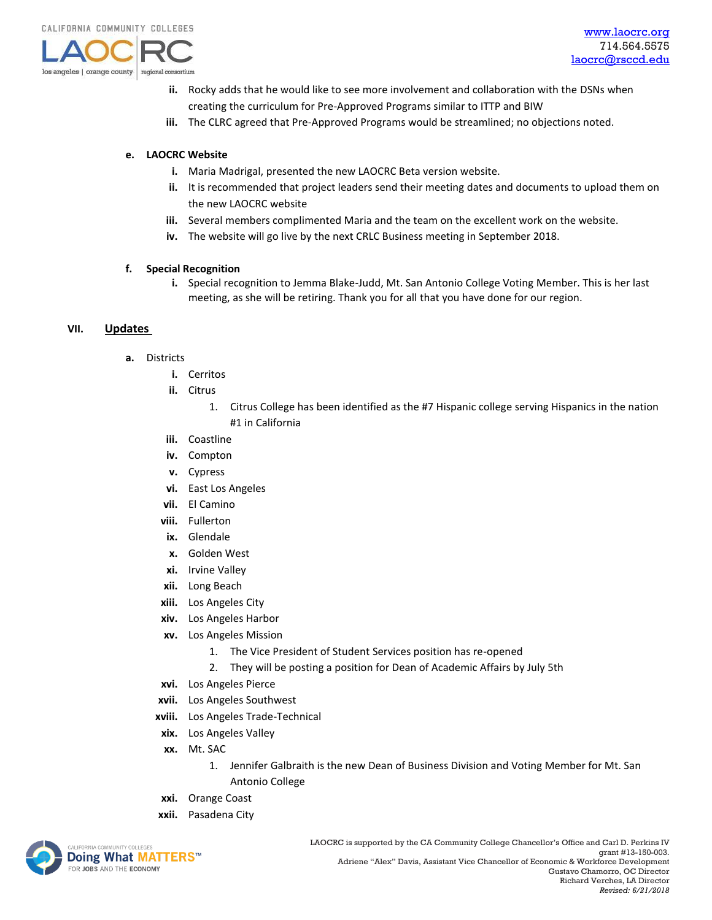ii. Rocky adds that he would like to see more involvement and collaboration with the DSNs when creating the curriculum for Pre-Approved Programs similar to ITTP and BIW

iii. The CLRC agreed that Pre-Approved Programs would be streamlined; no objections noted.

**e. LAOCRC Website**

i. Maria Madrigal, presented the new LAOCRC Beta version website.

ii. It is recommended that project leaders send their meeting dates and documents to upload them on the new LAOCRC website

iii. Several members complimented Maria and the team on the excellent work on the website.

iv. The website will go live by the next CRLC Business meeting in September 2018.

**f. Special Recognition**

i. Special recognition to Jemma Blake-Judd, Mt. San Antonio College Voting Member. This is her last meeting, as she will be retiring. Thank you for all that you have done for our region.

## VII. Updates

**a.** Districts

i. Cerritos

ii. Citrus

1. Citrus College has been identified as the #7 Hispanic college serving Hispanics in the nation #1 in California

iii. Coastline

iv. Compton

v. Cypress

vi. East Los Angeles

vii. El Camino

viii. Fullerton

ix. Glendale

x. Golden West

xi. Irvine Valley

xii. Long Beach

xiii. Los Angeles City

xiv. Los Angeles Harbor

xv. Los Angeles Mission

1. The Vice President of Student Services position has re-opened
2. They will be posting a position for Dean of Academic Affairs by July 5th

xvi. Los Angeles Pierce

xvii. Los Angeles Southwest

xviii. Los Angeles Trade-Technical

xix. Los Angeles Valley

xx. Mt. SAC

1. Jennifer Galbraith is the new Dean of Business Division and Voting Member for Mt. San Antonio College

xxi. Orange Coast

xxii. Pasadena City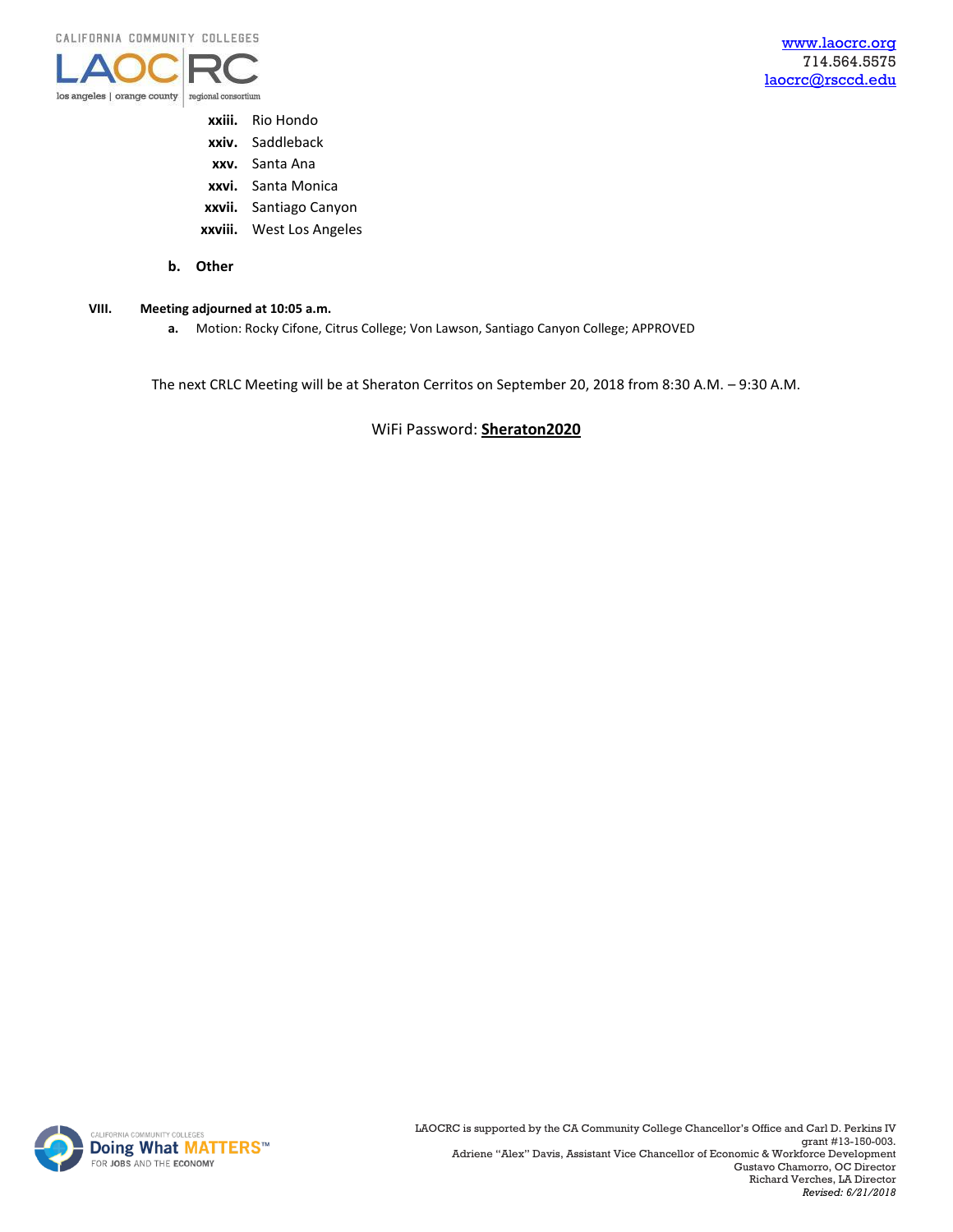xxiii. Rio Hondo
xxiv. Saddleback
xxv. Santa Ana
xxvi. Santa Monica
xxvii. Santiago Canyon
xxviii. West Los Angeles

**b. Other**

**VIII. Meeting adjourned at 10:05 a.m.**

**a.** Motion: Rocky Cifone, Citrus College; Von Lawson, Santiago Canyon College; APPROVED

The next CRLC Meeting will be at Sheraton Cerritos on September 20, 2018 from 8:30 A.M. – 9:30 A.M.

WiFi Password: **Sheraton2020**

LAOCRC is supported by the CA Community College Chancellor's Office and Carl D. Perkins IV grant #13-150-003.
Adriene "Alex" Davis, Assistant Vice Chancellor of Economic & Workforce Development
Gustavo Chamorro, OC Director
Richard Verches, LA Director
*Revised: 6/21/2018*